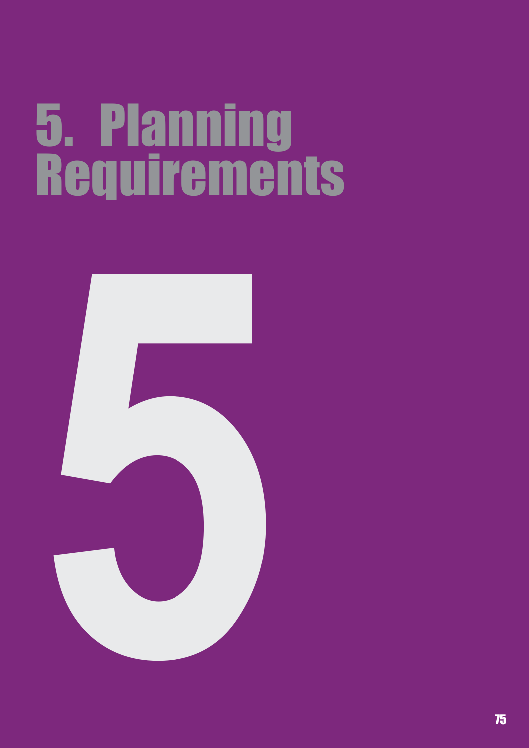# 5. Planning Requirements

5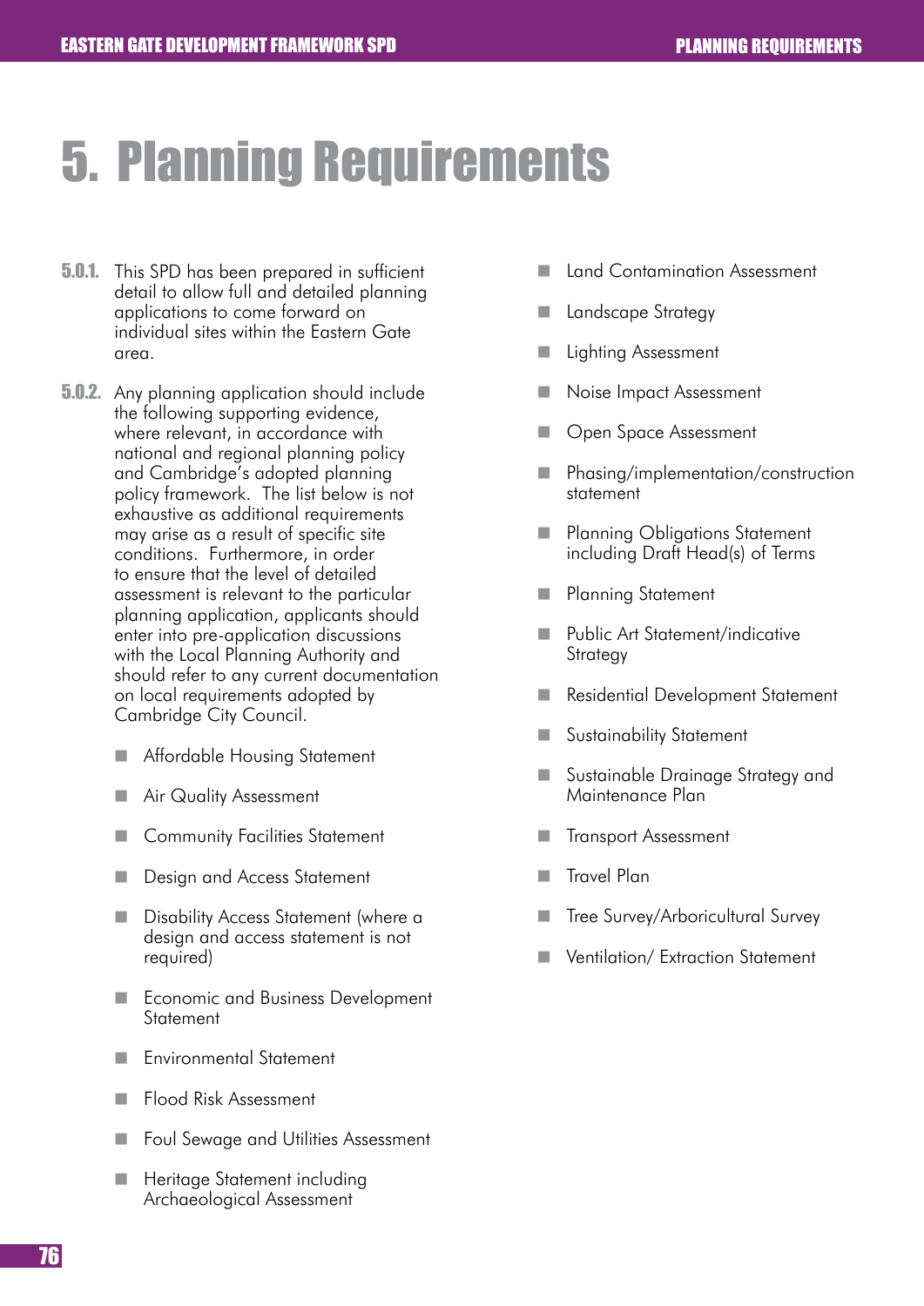# 5. Planning Requirements

5.0.1. This SPD has been prepared in sufficient detail to allow full and detailed planning applications to come forward on individual sites within the Eastern Gate area.

5.0.2. Any planning application should include the following supporting evidence, where relevant, in accordance with national and regional planning policy and Cambridge's adopted planning policy framework. The list below is not exhaustive as additional requirements may arise as a result of specific site conditions. Furthermore, in order to ensure that the level of detailed assessment is relevant to the particular planning application, applicants should enter into pre-application discussions with the Local Planning Authority and should refer to any current documentation on local requirements adopted by Cambridge City Council.

- Affordable Housing Statement
- Air Quality Assessment
- Community Facilities Statement
- Design and Access Statement
- Disability Access Statement (where a design and access statement is not required)
- Economic and Business Development Statement
- Environmental Statement
- Flood Risk Assessment
- Foul Sewage and Utilities Assessment
- Heritage Statement including Archaeological Assessment
- Land Contamination Assessment
- Landscape Strategy
- Lighting Assessment
- Noise Impact Assessment
- Open Space Assessment
- Phasing/implementation/construction statement
- Planning Obligations Statement including Draft Head(s) of Terms
- Planning Statement
- Public Art Statement/indicative Strategy
- Residential Development Statement
- Sustainability Statement
- Sustainable Drainage Strategy and Maintenance Plan
- Transport Assessment
- Travel Plan
- Tree Survey/Arboricultural Survey
- Ventilation/ Extraction Statement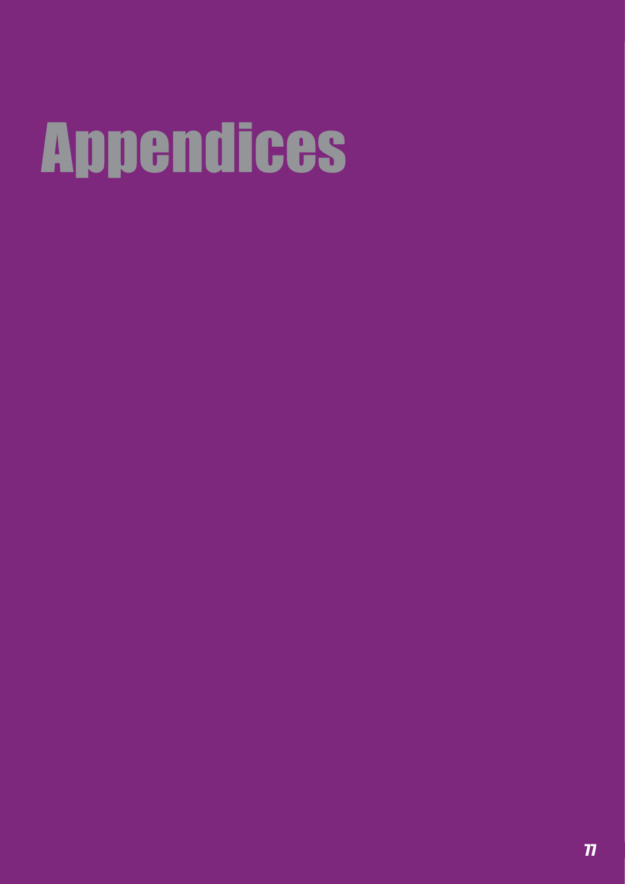# Appendices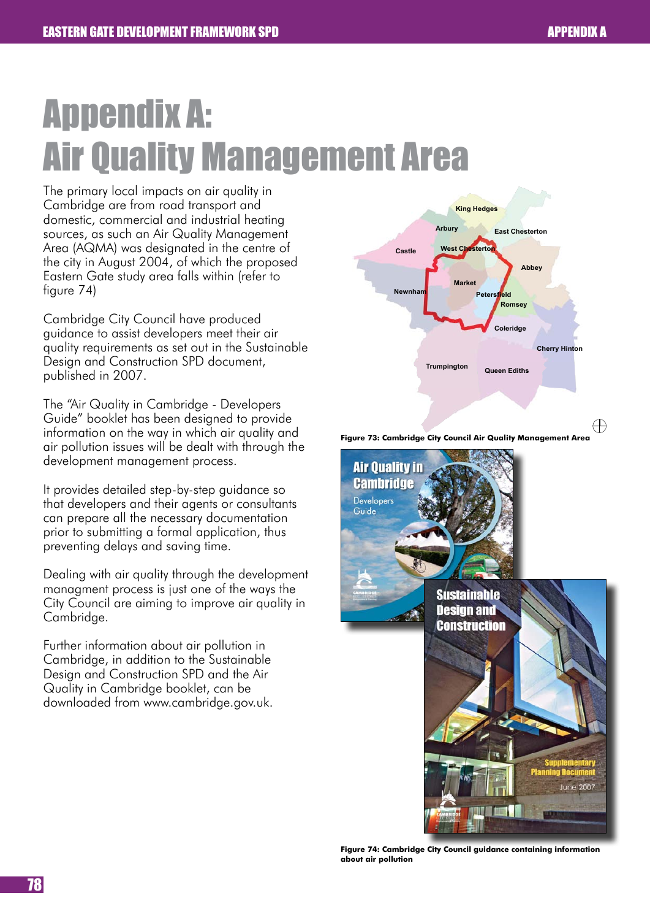# Appendix A: Air Quality Management Area

The primary local impacts on air quality in Cambridge are from road transport and domestic, commercial and industrial heating sources, as such an Air Quality Management Area (AQMA) was designated in the centre of the city in August 2004, of which the proposed Eastern Gate study area falls within (refer to figure 74)

Cambridge City Council have produced guidance to assist developers meet their air quality requirements as set out in the Sustainable Design and Construction SPD document, published in 2007.

The "Air Quality in Cambridge - Developers Guide" booklet has been designed to provide information on the way in which air quality and air pollution issues will be dealt with through the development management process.

It provides detailed step-by-step guidance so that developers and their agents or consultants can prepare all the necessary documentation prior to submitting a formal application, thus preventing delays and saving time.

Dealing with air quality through the development managment process is just one of the ways the City Council are aiming to improve air quality in Cambridge.

Further information about air pollution in Cambridge, in addition to the Sustainable Design and Construction SPD and the Air Quality in Cambridge booklet, can be downloaded from www.cambridge.gov.uk.

**Figure 73: Cambridge City Council Air Quality Management Area**

**Figure 74: Cambridge City Council guidance containing information about air pollution**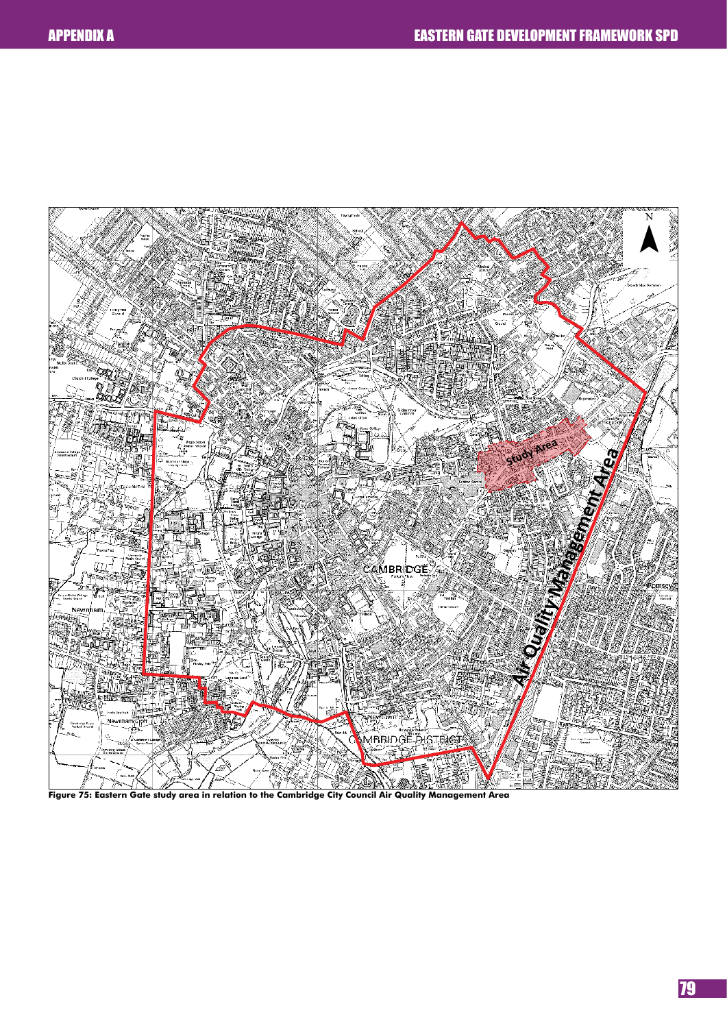Figure 75: Eastern Gate study area in relation to the Cambridge City Council Air Quality Management Area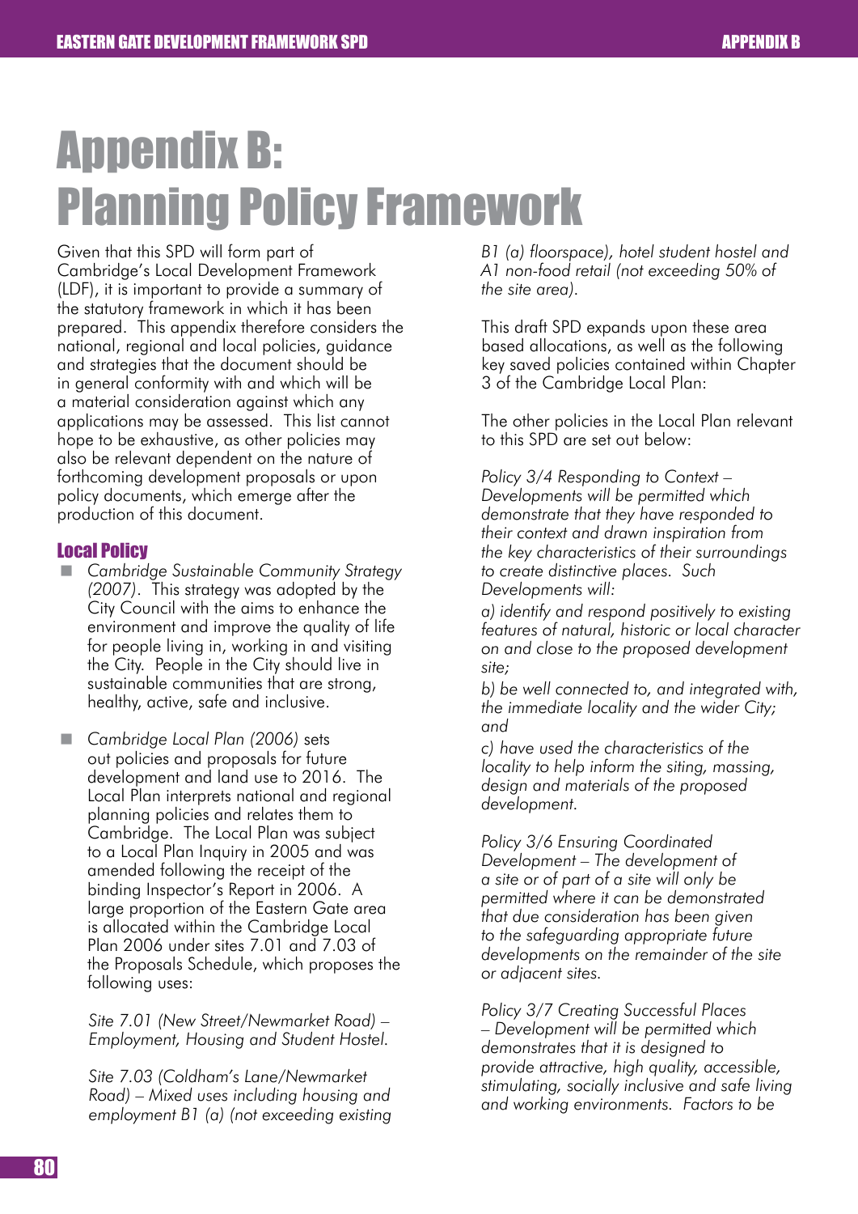# Appendix B: Planning Policy Framework

Given that this SPD will form part of Cambridge's Local Development Framework (LDF), it is important to provide a summary of the statutory framework in which it has been prepared. This appendix therefore considers the national, regional and local policies, guidance and strategies that the document should be in general conformity with and which will be a material consideration against which any applications may be assessed. This list cannot hope to be exhaustive, as other policies may also be relevant dependent on the nature of forthcoming development proposals or upon policy documents, which emerge after the production of this document.

## Local Policy

- *Cambridge Sustainable Community Strategy (2007)*. This strategy was adopted by the City Council with the aims to enhance the environment and improve the quality of life for people living in, working in and visiting the City. People in the City should live in sustainable communities that are strong, healthy, active, safe and inclusive.

- *Cambridge Local Plan (2006)* sets out policies and proposals for future development and land use to 2016. The Local Plan interprets national and regional planning policies and relates them to Cambridge. The Local Plan was subject to a Local Plan Inquiry in 2005 and was amended following the receipt of the binding Inspector's Report in 2006. A large proportion of the Eastern Gate area is allocated within the Cambridge Local Plan 2006 under sites 7.01 and 7.03 of the Proposals Schedule, which proposes the following uses:

  *Site 7.01 (New Street/Newmarket Road) – Employment, Housing and Student Hostel.*

  *Site 7.03 (Coldham's Lane/Newmarket Road) – Mixed uses including housing and employment B1 (a) (not exceeding existing B1 (a) floorspace), hotel student hostel and A1 non-food retail (not exceeding 50% of the site area).*

This draft SPD expands upon these area based allocations, as well as the following key saved policies contained within Chapter 3 of the Cambridge Local Plan:

The other policies in the Local Plan relevant to this SPD are set out below:

*Policy 3/4 Responding to Context – Developments will be permitted which demonstrate that they have responded to their context and drawn inspiration from the key characteristics of their surroundings to create distinctive places. Such Developments will:*

*a) identify and respond positively to existing features of natural, historic or local character on and close to the proposed development site;*

*b) be well connected to, and integrated with, the immediate locality and the wider City; and*

*c) have used the characteristics of the locality to help inform the siting, massing, design and materials of the proposed development.*

*Policy 3/6 Ensuring Coordinated Development – The development of a site or of part of a site will only be permitted where it can be demonstrated that due consideration has been given to the safeguarding appropriate future developments on the remainder of the site or adjacent sites.*

*Policy 3/7 Creating Successful Places – Development will be permitted which demonstrates that it is designed to provide attractive, high quality, accessible, stimulating, socially inclusive and safe living and working environments. Factors to be*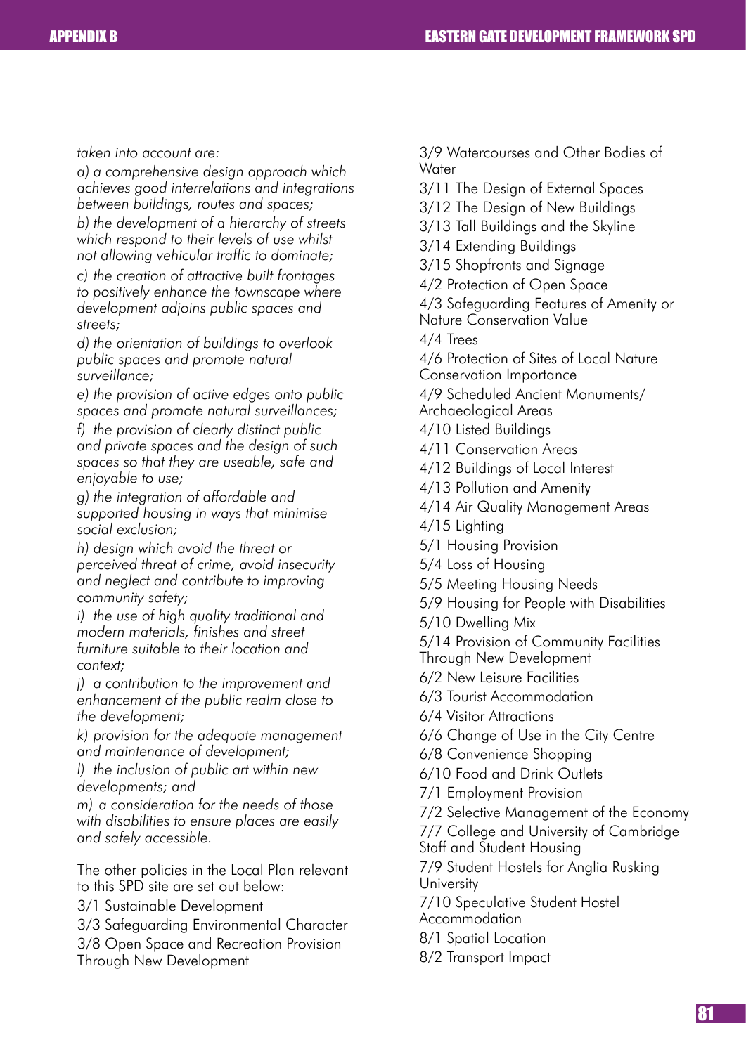*taken into account are:*

*a) a comprehensive design approach which achieves good interrelations and integrations between buildings, routes and spaces;*

*b) the development of a hierarchy of streets which respond to their levels of use whilst not allowing vehicular traffic to dominate;*

*c) the creation of attractive built frontages to positively enhance the townscape where development adjoins public spaces and streets;*

*d) the orientation of buildings to overlook public spaces and promote natural surveillance;*

*e) the provision of active edges onto public spaces and promote natural surveillances;*

*f) the provision of clearly distinct public and private spaces and the design of such spaces so that they are useable, safe and enjoyable to use;*

*g) the integration of affordable and supported housing in ways that minimise social exclusion;*

*h) design which avoid the threat or perceived threat of crime, avoid insecurity and neglect and contribute to improving community safety;*

*i) the use of high quality traditional and modern materials, finishes and street furniture suitable to their location and context;*

*j) a contribution to the improvement and enhancement of the public realm close to the development;*

*k) provision for the adequate management and maintenance of development;*

*l) the inclusion of public art within new developments; and*

*m) a consideration for the needs of those with disabilities to ensure places are easily and safely accessible.*

The other policies in the Local Plan relevant to this SPD site are set out below:

3/1 Sustainable Development

3/3 Safeguarding Environmental Character

3/8 Open Space and Recreation Provision Through New Development

3/9 Watercourses and Other Bodies of Water

3/11 The Design of External Spaces

3/12 The Design of New Buildings

3/13 Tall Buildings and the Skyline

3/14 Extending Buildings

3/15 Shopfronts and Signage

4/2 Protection of Open Space

4/3 Safeguarding Features of Amenity or Nature Conservation Value

4/4 Trees

4/6 Protection of Sites of Local Nature Conservation Importance

4/9 Scheduled Ancient Monuments/ Archaeological Areas

4/10 Listed Buildings

4/11 Conservation Areas

4/12 Buildings of Local Interest

4/13 Pollution and Amenity

4/14 Air Quality Management Areas

4/15 Lighting

5/1 Housing Provision

5/4 Loss of Housing

5/5 Meeting Housing Needs

5/9 Housing for People with Disabilities

5/10 Dwelling Mix

5/14 Provision of Community Facilities Through New Development

6/2 New Leisure Facilities

6/3 Tourist Accommodation

6/4 Visitor Attractions

6/6 Change of Use in the City Centre

6/8 Convenience Shopping

6/10 Food and Drink Outlets

7/1 Employment Provision

7/2 Selective Management of the Economy

7/7 College and University of Cambridge Staff and Student Housing

7/9 Student Hostels for Anglia Rusking University

7/10 Speculative Student Hostel Accommodation

8/1 Spatial Location

8/2 Transport Impact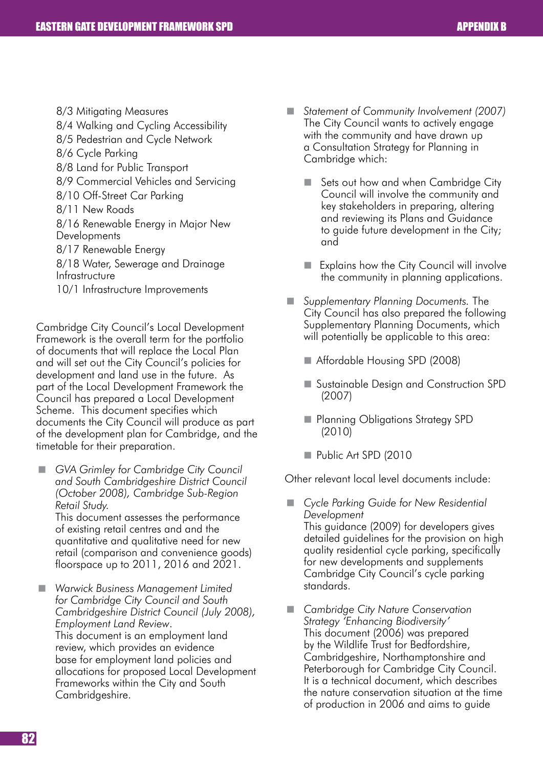8/3 Mitigating Measures
8/4 Walking and Cycling Accessibility
8/5 Pedestrian and Cycle Network
8/6 Cycle Parking
8/8 Land for Public Transport
8/9 Commercial Vehicles and Servicing
8/10 Off-Street Car Parking
8/11 New Roads
8/16 Renewable Energy in Major New Developments
8/17 Renewable Energy
8/18 Water, Sewerage and Drainage Infrastructure
10/1 Infrastructure Improvements

Cambridge City Council's Local Development Framework is the overall term for the portfolio of documents that will replace the Local Plan and will set out the City Council's policies for development and land use in the future. As part of the Local Development Framework the Council has prepared a Local Development Scheme. This document specifies which documents the City Council will produce as part of the development plan for Cambridge, and the timetable for their preparation.

- *GVA Grimley for Cambridge City Council and South Cambridgeshire District Council (October 2008), Cambridge Sub-Region Retail Study.*
  This document assesses the performance of existing retail centres and and the quantitative and qualitative need for new retail (comparison and convenience goods) floorspace up to 2011, 2016 and 2021.

- *Warwick Business Management Limited for Cambridge City Council and South Cambridgeshire District Council (July 2008), Employment Land Review*.
  This document is an employment land review, which provides an evidence base for employment land policies and allocations for proposed Local Development Frameworks within the City and South Cambridgeshire.

- *Statement of Community Involvement (2007)*
  The City Council wants to actively engage with the community and have drawn up a Consultation Strategy for Planning in Cambridge which:

  - Sets out how and when Cambridge City Council will involve the community and key stakeholders in preparing, altering and reviewing its Plans and Guidance to guide future development in the City; and

  - Explains how the City Council will involve the community in planning applications.

- *Supplementary Planning Documents.* The City Council has also prepared the following Supplementary Planning Documents, which will potentially be applicable to this area:

  - Affordable Housing SPD (2008)

  - Sustainable Design and Construction SPD (2007)

  - Planning Obligations Strategy SPD (2010)

  - Public Art SPD (2010

Other relevant local level documents include:

- *Cycle Parking Guide for New Residential Development*
  This guidance (2009) for developers gives detailed guidelines for the provision on high quality residential cycle parking, specifically for new developments and supplements Cambridge City Council's cycle parking standards.

- *Cambridge City Nature Conservation Strategy 'Enhancing Biodiversity'*
  This document (2006) was prepared by the Wildlife Trust for Bedfordshire, Cambridgeshire, Northamptonshire and Peterborough for Cambridge City Council. It is a technical document, which describes the nature conservation situation at the time of production in 2006 and aims to guide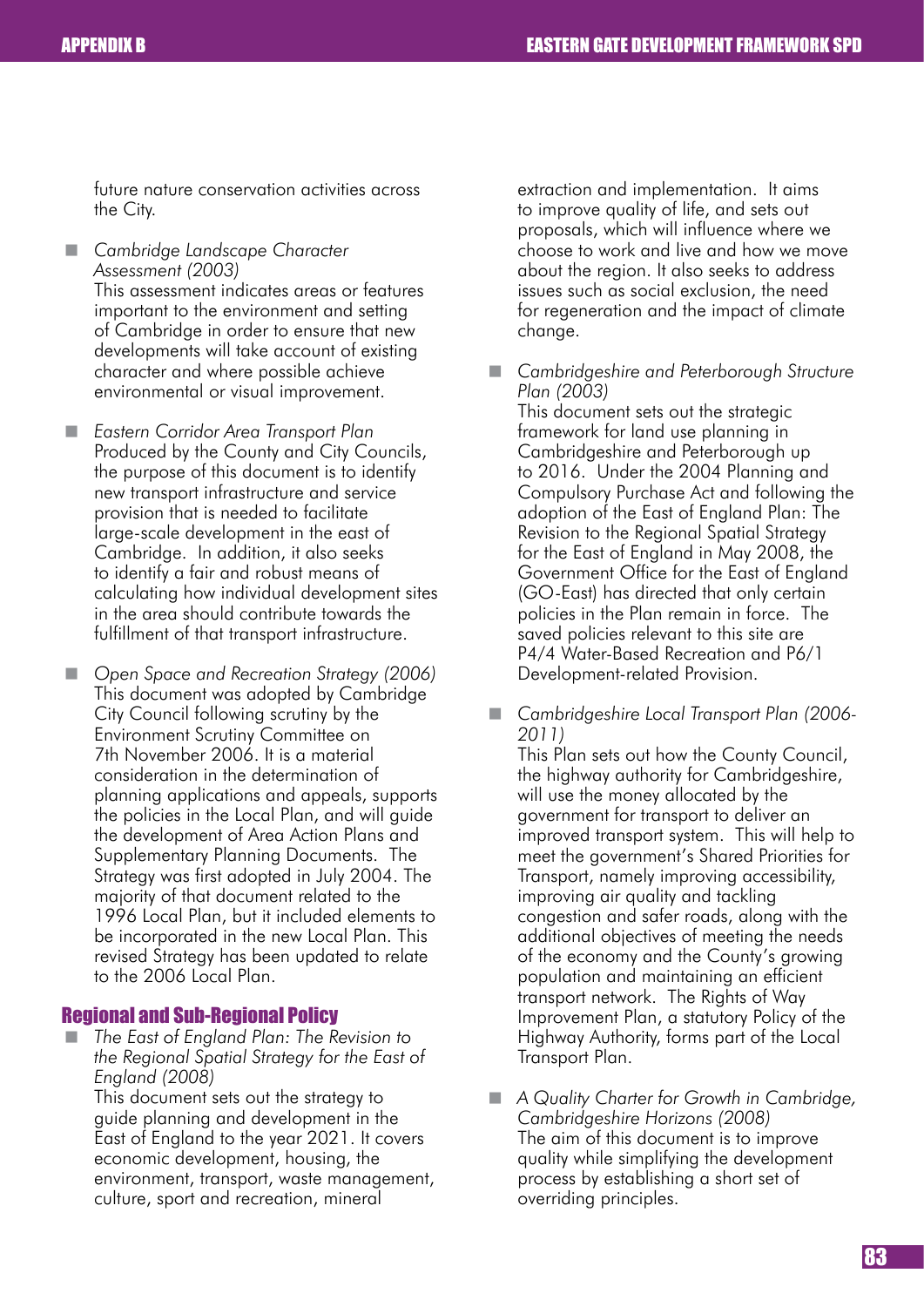future nature conservation activities across the City.

- *Cambridge Landscape Character Assessment (2003)*
  This assessment indicates areas or features important to the environment and setting of Cambridge in order to ensure that new developments will take account of existing character and where possible achieve environmental or visual improvement.

- *Eastern Corridor Area Transport Plan*
  Produced by the County and City Councils, the purpose of this document is to identify new transport infrastructure and service provision that is needed to facilitate large-scale development in the east of Cambridge. In addition, it also seeks to identify a fair and robust means of calculating how individual development sites in the area should contribute towards the fulfillment of that transport infrastructure.

- *Open Space and Recreation Strategy (2006)*
  This document was adopted by Cambridge City Council following scrutiny by the Environment Scrutiny Committee on 7th November 2006. It is a material consideration in the determination of planning applications and appeals, supports the policies in the Local Plan, and will guide the development of Area Action Plans and Supplementary Planning Documents. The Strategy was first adopted in July 2004. The majority of that document related to the 1996 Local Plan, but it included elements to be incorporated in the new Local Plan. This revised Strategy has been updated to relate to the 2006 Local Plan.

## Regional and Sub-Regional Policy

- *The East of England Plan: The Revision to the Regional Spatial Strategy for the East of England (2008)*
  This document sets out the strategy to guide planning and development in the East of England to the year 2021. It covers economic development, housing, the environment, transport, waste management, culture, sport and recreation, mineral extraction and implementation. It aims to improve quality of life, and sets out proposals, which will influence where we choose to work and live and how we move about the region. It also seeks to address issues such as social exclusion, the need for regeneration and the impact of climate change.

- *Cambridgeshire and Peterborough Structure Plan (2003)*
  This document sets out the strategic framework for land use planning in Cambridgeshire and Peterborough up to 2016. Under the 2004 Planning and Compulsory Purchase Act and following the adoption of the East of England Plan: The Revision to the Regional Spatial Strategy for the East of England in May 2008, the Government Office for the East of England (GO-East) has directed that only certain policies in the Plan remain in force. The saved policies relevant to this site are P4/4 Water-Based Recreation and P6/1 Development-related Provision.

- *Cambridgeshire Local Transport Plan (2006-2011)*
  This Plan sets out how the County Council, the highway authority for Cambridgeshire, will use the money allocated by the government for transport to deliver an improved transport system. This will help to meet the government's Shared Priorities for Transport, namely improving accessibility, improving air quality and tackling congestion and safer roads, along with the additional objectives of meeting the needs of the economy and the County's growing population and maintaining an efficient transport network. The Rights of Way Improvement Plan, a statutory Policy of the Highway Authority, forms part of the Local Transport Plan.

- *A Quality Charter for Growth in Cambridge, Cambridgeshire Horizons (2008)*
  The aim of this document is to improve quality while simplifying the development process by establishing a short set of overriding principles.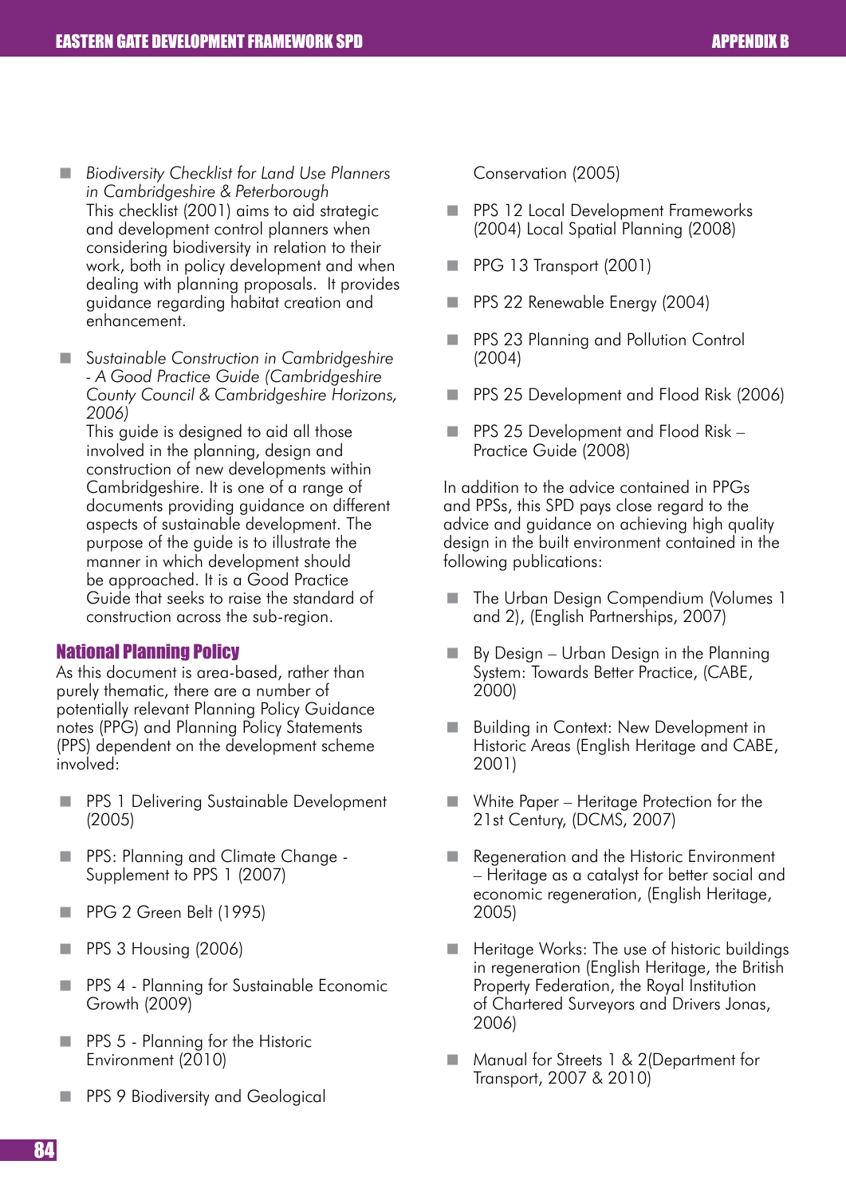- *Biodiversity Checklist for Land Use Planners in Cambridgeshire & Peterborough*
  This checklist (2001) aims to aid strategic and development control planners when considering biodiversity in relation to their work, both in policy development and when dealing with planning proposals. It provides guidance regarding habitat creation and enhancement.

- *Sustainable Construction in Cambridgeshire - A Good Practice Guide (Cambridgeshire County Council & Cambridgeshire Horizons, 2006)*
  This guide is designed to aid all those involved in the planning, design and construction of new developments within Cambridgeshire. It is one of a range of documents providing guidance on different aspects of sustainable development. The purpose of the guide is to illustrate the manner in which development should be approached. It is a Good Practice Guide that seeks to raise the standard of construction across the sub-region.

## National Planning Policy

As this document is area-based, rather than purely thematic, there are a number of potentially relevant Planning Policy Guidance notes (PPG) and Planning Policy Statements (PPS) dependent on the development scheme involved:

- PPS 1 Delivering Sustainable Development (2005)
- PPS: Planning and Climate Change - Supplement to PPS 1 (2007)
- PPG 2 Green Belt (1995)
- PPS 3 Housing (2006)
- PPS 4 - Planning for Sustainable Economic Growth (2009)
- PPS 5 - Planning for the Historic Environment (2010)
- PPS 9 Biodiversity and Geological Conservation (2005)
- PPS 12 Local Development Frameworks (2004) Local Spatial Planning (2008)
- PPG 13 Transport (2001)
- PPS 22 Renewable Energy (2004)
- PPS 23 Planning and Pollution Control (2004)
- PPS 25 Development and Flood Risk (2006)
- PPS 25 Development and Flood Risk – Practice Guide (2008)

In addition to the advice contained in PPGs and PPSs, this SPD pays close regard to the advice and guidance on achieving high quality design in the built environment contained in the following publications:

- The Urban Design Compendium (Volumes 1 and 2), (English Partnerships, 2007)
- By Design – Urban Design in the Planning System: Towards Better Practice, (CABE, 2000)
- Building in Context: New Development in Historic Areas (English Heritage and CABE, 2001)
- White Paper – Heritage Protection for the 21st Century, (DCMS, 2007)
- Regeneration and the Historic Environment – Heritage as a catalyst for better social and economic regeneration, (English Heritage, 2005)
- Heritage Works: The use of historic buildings in regeneration (English Heritage, the British Property Federation, the Royal Institution of Chartered Surveyors and Drivers Jonas, 2006)
- Manual for Streets 1 & 2(Department for Transport, 2007 & 2010)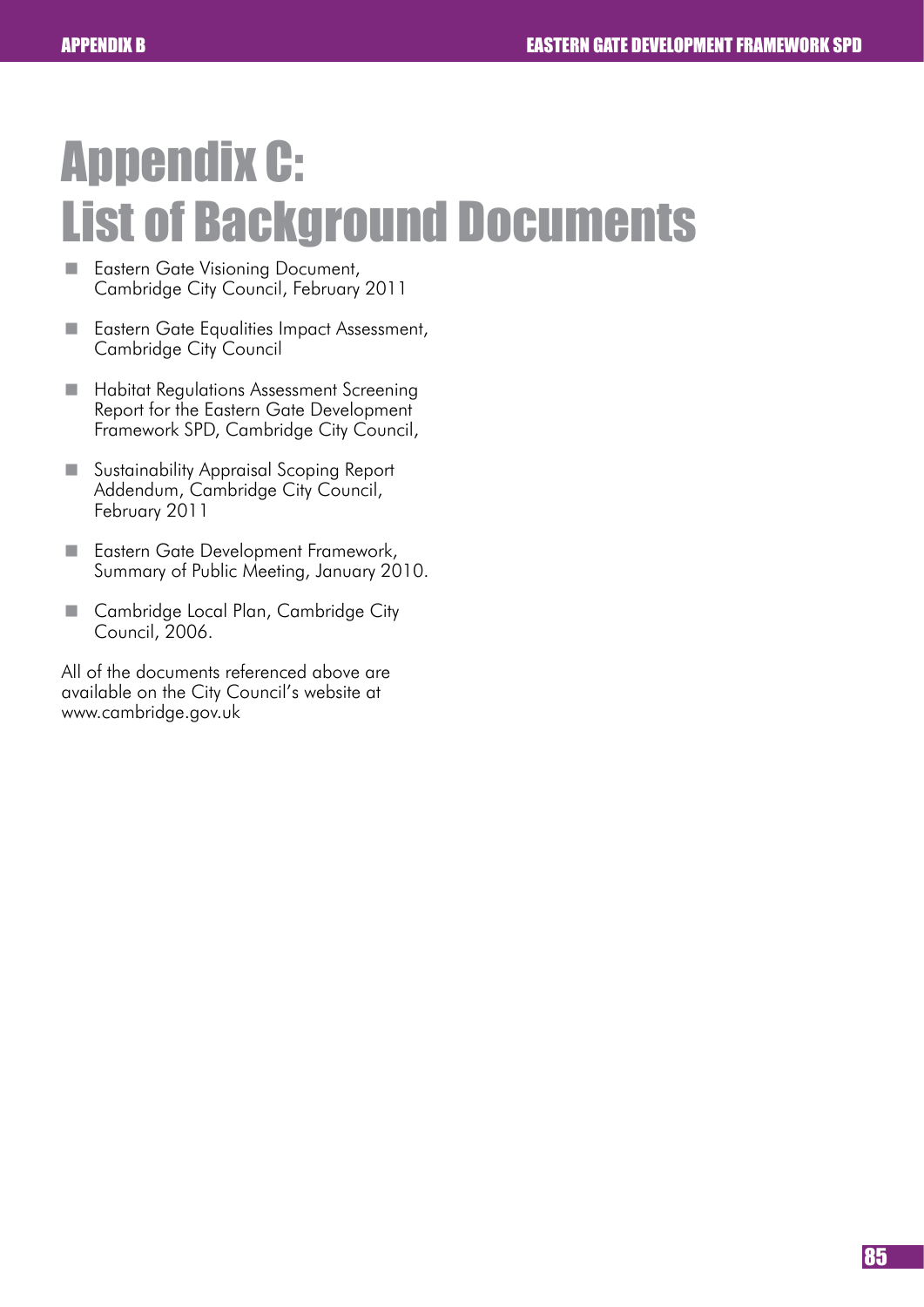# Appendix C:
# List of Background Documents

- Eastern Gate Visioning Document, Cambridge City Council, February 2011
- Eastern Gate Equalities Impact Assessment, Cambridge City Council
- Habitat Regulations Assessment Screening Report for the Eastern Gate Development Framework SPD, Cambridge City Council,
- Sustainability Appraisal Scoping Report Addendum, Cambridge City Council, February 2011
- Eastern Gate Development Framework, Summary of Public Meeting, January 2010.
- Cambridge Local Plan, Cambridge City Council, 2006.

All of the documents referenced above are available on the City Council's website at www.cambridge.gov.uk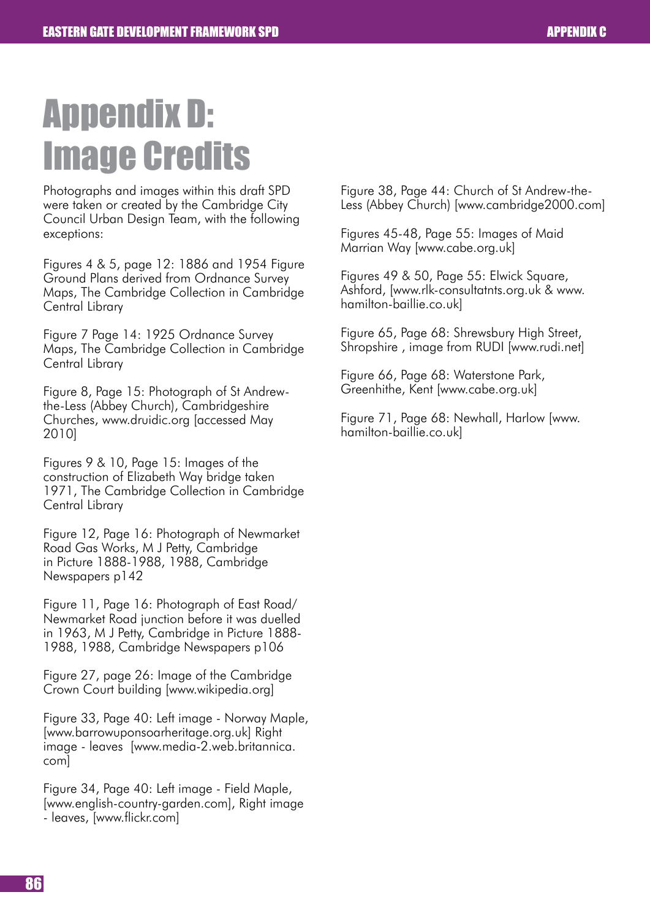# Appendix D: Image Credits

Photographs and images within this draft SPD were taken or created by the Cambridge City Council Urban Design Team, with the following exceptions:

Figures 4 & 5, page 12: 1886 and 1954 Figure Ground Plans derived from Ordnance Survey Maps, The Cambridge Collection in Cambridge Central Library

Figure 7 Page 14: 1925 Ordnance Survey Maps, The Cambridge Collection in Cambridge Central Library

Figure 8, Page 15: Photograph of St Andrew-the-Less (Abbey Church), Cambridgeshire Churches, www.druidic.org [accessed May 2010]

Figures 9 & 10, Page 15: Images of the construction of Elizabeth Way bridge taken 1971, The Cambridge Collection in Cambridge Central Library

Figure 12, Page 16: Photograph of Newmarket Road Gas Works, M J Petty, Cambridge in Picture 1888-1988, 1988, Cambridge Newspapers p142

Figure 11, Page 16: Photograph of East Road/ Newmarket Road junction before it was duelled in 1963, M J Petty, Cambridge in Picture 1888-1988, 1988, Cambridge Newspapers p106

Figure 27, page 26: Image of the Cambridge Crown Court building [www.wikipedia.org]

Figure 33, Page 40: Left image - Norway Maple, [www.barrowuponsoarheritage.org.uk] Right image - leaves [www.media-2.web.britannica.com]

Figure 34, Page 40: Left image - Field Maple, [www.english-country-garden.com], Right image - leaves, [www.flickr.com]

Figure 38, Page 44: Church of St Andrew-the-Less (Abbey Church) [www.cambridge2000.com]

Figures 45-48, Page 55: Images of Maid Marrian Way [www.cabe.org.uk]

Figures 49 & 50, Page 55: Elwick Square, Ashford, [www.rlk-consultatnts.org.uk & www.hamilton-baillie.co.uk]

Figure 65, Page 68: Shrewsbury High Street, Shropshire , image from RUDI [www.rudi.net]

Figure 66, Page 68: Waterstone Park, Greenhithe, Kent [www.cabe.org.uk]

Figure 71, Page 68: Newhall, Harlow [www.hamilton-baillie.co.uk]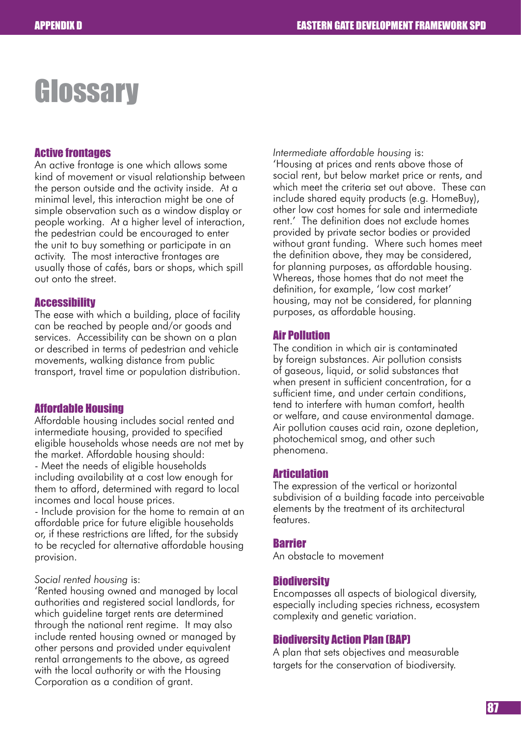# Glossary

### Active frontages

An active frontage is one which allows some kind of movement or visual relationship between the person outside and the activity inside. At a minimal level, this interaction might be one of simple observation such as a window display or people working. At a higher level of interaction, the pedestrian could be encouraged to enter the unit to buy something or participate in an activity. The most interactive frontages are usually those of cafés, bars or shops, which spill out onto the street.

### Accessibility

The ease with which a building, place of facility can be reached by people and/or goods and services. Accessibility can be shown on a plan or described in terms of pedestrian and vehicle movements, walking distance from public transport, travel time or population distribution.

### Affordable Housing

Affordable housing includes social rented and intermediate housing, provided to specified eligible households whose needs are not met by the market. Affordable housing should:

- Meet the needs of eligible households including availability at a cost low enough for them to afford, determined with regard to local incomes and local house prices.
- Include provision for the home to remain at an affordable price for future eligible households or, if these restrictions are lifted, for the subsidy to be recycled for alternative affordable housing provision.

*Social rented housing* is:
'Rented housing owned and managed by local authorities and registered social landlords, for which guideline target rents are determined through the national rent regime. It may also include rented housing owned or managed by other persons and provided under equivalent rental arrangements to the above, as agreed with the local authority or with the Housing Corporation as a condition of grant.

*Intermediate affordable housing* is:
'Housing at prices and rents above those of social rent, but below market price or rents, and which meet the criteria set out above. These can include shared equity products (e.g. HomeBuy), other low cost homes for sale and intermediate rent.' The definition does not exclude homes provided by private sector bodies or provided without grant funding. Where such homes meet the definition above, they may be considered, for planning purposes, as affordable housing. Whereas, those homes that do not meet the definition, for example, 'low cost market' housing, may not be considered, for planning purposes, as affordable housing.

### Air Pollution

The condition in which air is contaminated by foreign substances. Air pollution consists of gaseous, liquid, or solid substances that when present in sufficient concentration, for a sufficient time, and under certain conditions, tend to interfere with human comfort, health or welfare, and cause environmental damage. Air pollution causes acid rain, ozone depletion, photochemical smog, and other such phenomena.

### Articulation

The expression of the vertical or horizontal subdivision of a building facade into perceivable elements by the treatment of its architectural features.

### Barrier

An obstacle to movement

### Biodiversity

Encompasses all aspects of biological diversity, especially including species richness, ecosystem complexity and genetic variation.

### Biodiversity Action Plan (BAP)

A plan that sets objectives and measurable targets for the conservation of biodiversity.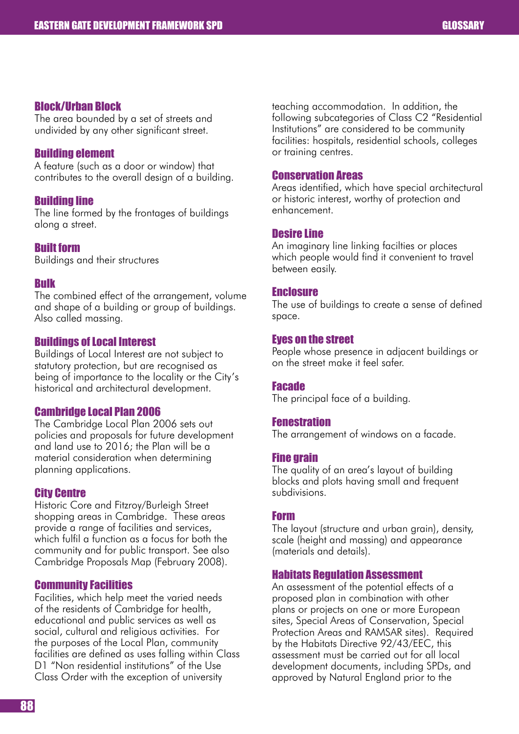### Block/Urban Block
The area bounded by a set of streets and undivided by any other significant street.

### Building element
A feature (such as a door or window) that contributes to the overall design of a building.

### Building line
The line formed by the frontages of buildings along a street.

### Built form
Buildings and their structures

### Bulk
The combined effect of the arrangement, volume and shape of a building or group of buildings. Also called massing.

### Buildings of Local Interest
Buildings of Local Interest are not subject to statutory protection, but are recognised as being of importance to the locality or the City's historical and architectural development.

### Cambridge Local Plan 2006
The Cambridge Local Plan 2006 sets out policies and proposals for future development and land use to 2016; the Plan will be a material consideration when determining planning applications.

### City Centre
Historic Core and Fitzroy/Burleigh Street shopping areas in Cambridge. These areas provide a range of facilities and services, which fulfil a function as a focus for both the community and for public transport. See also Cambridge Proposals Map (February 2008).

### Community Facilities
Facilities, which help meet the varied needs of the residents of Cambridge for health, educational and public services as well as social, cultural and religious activities. For the purposes of the Local Plan, community facilities are defined as uses falling within Class D1 "Non residential institutions" of the Use Class Order with the exception of university teaching accommodation. In addition, the following subcategories of Class C2 "Residential Institutions" are considered to be community facilities: hospitals, residential schools, colleges or training centres.

### Conservation Areas
Areas identified, which have special architectural or historic interest, worthy of protection and enhancement.

### Desire Line
An imaginary line linking facilties or places which people would find it convenient to travel between easily.

### Enclosure
The use of buildings to create a sense of defined space.

### Eyes on the street
People whose presence in adjacent buildings or on the street make it feel safer.

### Facade
The principal face of a building.

### Fenestration
The arrangement of windows on a facade.

### Fine grain
The quality of an area's layout of building blocks and plots having small and frequent subdivisions.

### Form
The layout (structure and urban grain), density, scale (height and massing) and appearance (materials and details).

### Habitats Regulation Assessment
An assessment of the potential effects of a proposed plan in combination with other plans or projects on one or more European sites, Special Areas of Conservation, Special Protection Areas and RAMSAR sites). Required by the Habitats Directive 92/43/EEC, this assessment must be carried out for all local development documents, including SPDs, and approved by Natural England prior to the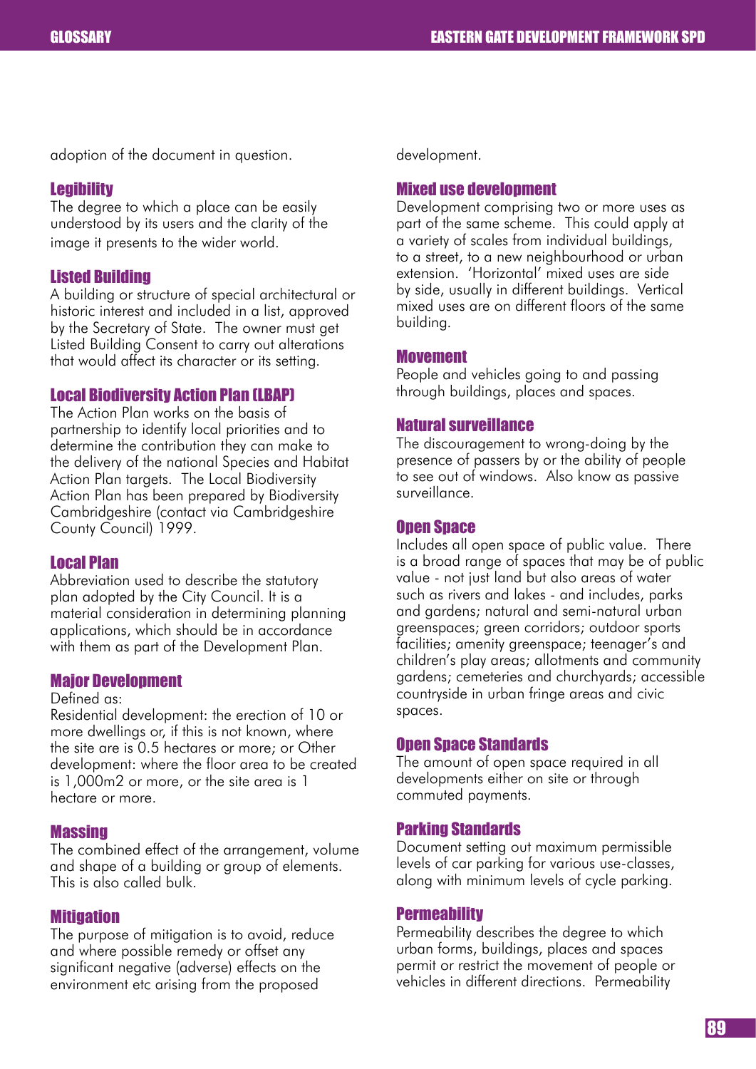adoption of the document in question.

### Legibility

The degree to which a place can be easily understood by its users and the clarity of the image it presents to the wider world.

### Listed Building

A building or structure of special architectural or historic interest and included in a list, approved by the Secretary of State. The owner must get Listed Building Consent to carry out alterations that would affect its character or its setting.

### Local Biodiversity Action Plan (LBAP)

The Action Plan works on the basis of partnership to identify local priorities and to determine the contribution they can make to the delivery of the national Species and Habitat Action Plan targets. The Local Biodiversity Action Plan has been prepared by Biodiversity Cambridgeshire (contact via Cambridgeshire County Council) 1999.

### Local Plan

Abbreviation used to describe the statutory plan adopted by the City Council. It is a material consideration in determining planning applications, which should be in accordance with them as part of the Development Plan.

### Major Development

Defined as:
Residential development: the erection of 10 or more dwellings or, if this is not known, where the site are is 0.5 hectares or more; or Other development: where the floor area to be created is 1,000m2 or more, or the site area is 1 hectare or more.

### Massing

The combined effect of the arrangement, volume and shape of a building or group of elements. This is also called bulk.

### Mitigation

The purpose of mitigation is to avoid, reduce and where possible remedy or offset any significant negative (adverse) effects on the environment etc arising from the proposed development.

### Mixed use development

Development comprising two or more uses as part of the same scheme. This could apply at a variety of scales from individual buildings, to a street, to a new neighbourhood or urban extension. 'Horizontal' mixed uses are side by side, usually in different buildings. Vertical mixed uses are on different floors of the same building.

### Movement

People and vehicles going to and passing through buildings, places and spaces.

### Natural surveillance

The discouragement to wrong-doing by the presence of passers by or the ability of people to see out of windows. Also know as passive surveillance.

### Open Space

Includes all open space of public value. There is a broad range of spaces that may be of public value - not just land but also areas of water such as rivers and lakes - and includes, parks and gardens; natural and semi-natural urban greenspaces; green corridors; outdoor sports facilities; amenity greenspace; teenager's and children's play areas; allotments and community gardens; cemeteries and churchyards; accessible countryside in urban fringe areas and civic spaces.

### Open Space Standards

The amount of open space required in all developments either on site or through commuted payments.

### Parking Standards

Document setting out maximum permissible levels of car parking for various use-classes, along with minimum levels of cycle parking.

### Permeability

Permeability describes the degree to which urban forms, buildings, places and spaces permit or restrict the movement of people or vehicles in different directions. Permeability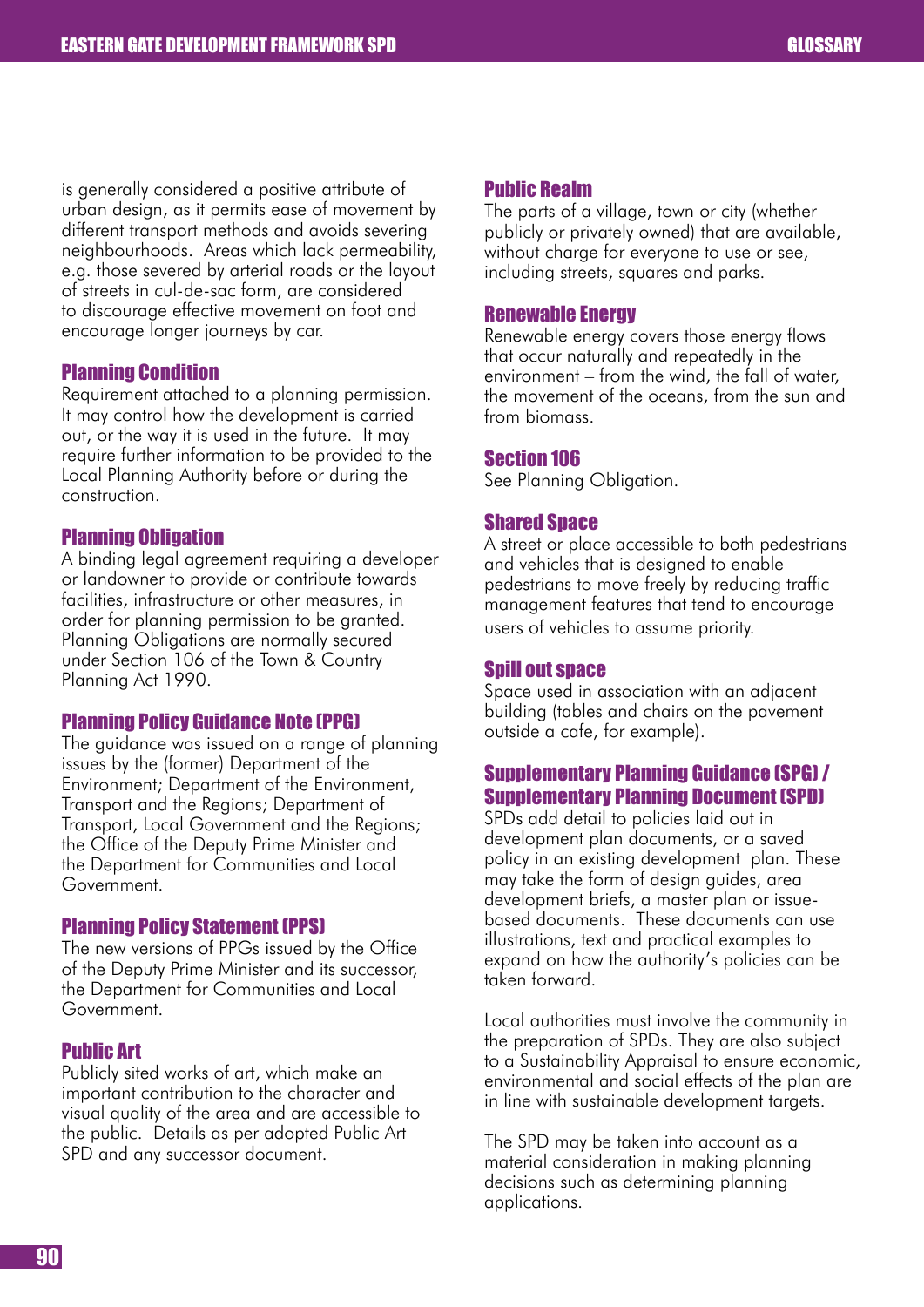is generally considered a positive attribute of urban design, as it permits ease of movement by different transport methods and avoids severing neighbourhoods. Areas which lack permeability, e.g. those severed by arterial roads or the layout of streets in cul-de-sac form, are considered to discourage effective movement on foot and encourage longer journeys by car.

### Planning Condition

Requirement attached to a planning permission. It may control how the development is carried out, or the way it is used in the future. It may require further information to be provided to the Local Planning Authority before or during the construction.

### Planning Obligation

A binding legal agreement requiring a developer or landowner to provide or contribute towards facilities, infrastructure or other measures, in order for planning permission to be granted. Planning Obligations are normally secured under Section 106 of the Town & Country Planning Act 1990.

### Planning Policy Guidance Note (PPG)

The guidance was issued on a range of planning issues by the (former) Department of the Environment; Department of the Environment, Transport and the Regions; Department of Transport, Local Government and the Regions; the Office of the Deputy Prime Minister and the Department for Communities and Local Government.

### Planning Policy Statement (PPS)

The new versions of PPGs issued by the Office of the Deputy Prime Minister and its successor, the Department for Communities and Local Government.

### Public Art

Publicly sited works of art, which make an important contribution to the character and visual quality of the area and are accessible to the public. Details as per adopted Public Art SPD and any successor document.

### Public Realm

The parts of a village, town or city (whether publicly or privately owned) that are available, without charge for everyone to use or see, including streets, squares and parks.

### Renewable Energy

Renewable energy covers those energy flows that occur naturally and repeatedly in the environment – from the wind, the fall of water, the movement of the oceans, from the sun and from biomass.

### Section 106

See Planning Obligation.

### Shared Space

A street or place accessible to both pedestrians and vehicles that is designed to enable pedestrians to move freely by reducing traffic management features that tend to encourage users of vehicles to assume priority.

### Spill out space

Space used in association with an adjacent building (tables and chairs on the pavement outside a cafe, for example).

### Supplementary Planning Guidance (SPG) / Supplementary Planning Document (SPD)

SPDs add detail to policies laid out in development plan documents, or a saved policy in an existing development plan. These may take the form of design guides, area development briefs, a master plan or issue-based documents. These documents can use illustrations, text and practical examples to expand on how the authority's policies can be taken forward.

Local authorities must involve the community in the preparation of SPDs. They are also subject to a Sustainability Appraisal to ensure economic, environmental and social effects of the plan are in line with sustainable development targets.

The SPD may be taken into account as a material consideration in making planning decisions such as determining planning applications.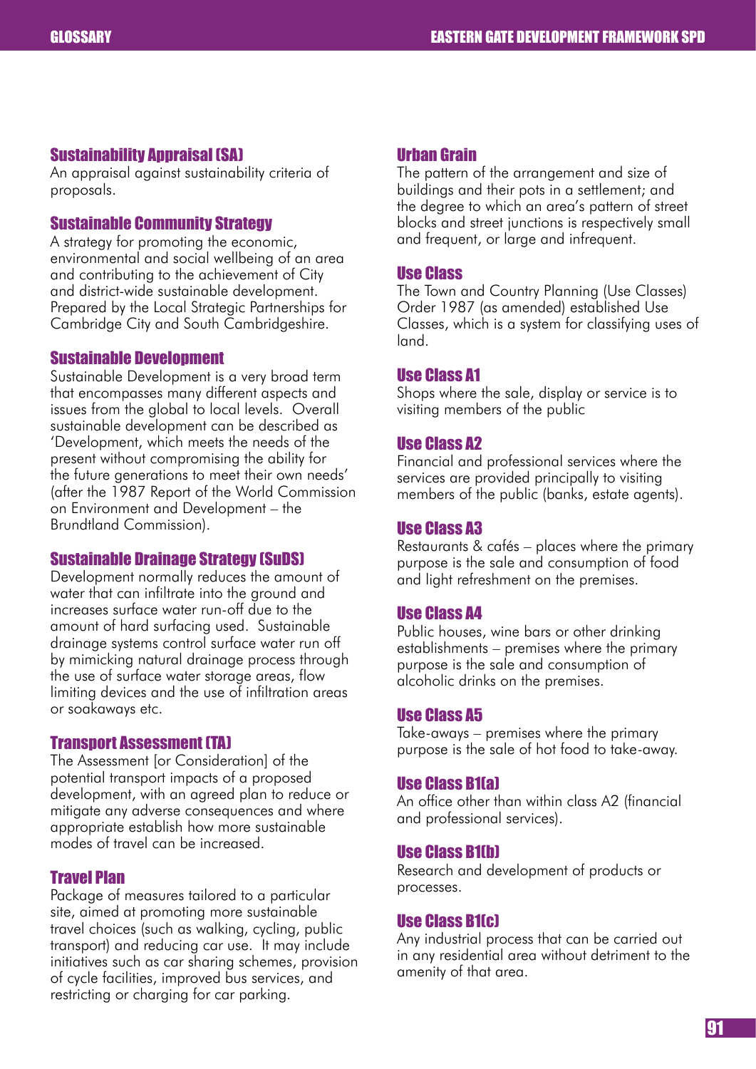### Sustainability Appraisal (SA)

An appraisal against sustainability criteria of proposals.

### Sustainable Community Strategy

A strategy for promoting the economic, environmental and social wellbeing of an area and contributing to the achievement of City and district-wide sustainable development. Prepared by the Local Strategic Partnerships for Cambridge City and South Cambridgeshire.

### Sustainable Development

Sustainable Development is a very broad term that encompasses many different aspects and issues from the global to local levels. Overall sustainable development can be described as 'Development, which meets the needs of the present without compromising the ability for the future generations to meet their own needs' (after the 1987 Report of the World Commission on Environment and Development – the Brundtland Commission).

### Sustainable Drainage Strategy (SuDS)

Development normally reduces the amount of water that can infiltrate into the ground and increases surface water run-off due to the amount of hard surfacing used. Sustainable drainage systems control surface water run off by mimicking natural drainage process through the use of surface water storage areas, flow limiting devices and the use of infiltration areas or soakaways etc.

### Transport Assessment (TA)

The Assessment [or Consideration] of the potential transport impacts of a proposed development, with an agreed plan to reduce or mitigate any adverse consequences and where appropriate establish how more sustainable modes of travel can be increased.

### Travel Plan

Package of measures tailored to a particular site, aimed at promoting more sustainable travel choices (such as walking, cycling, public transport) and reducing car use. It may include initiatives such as car sharing schemes, provision of cycle facilities, improved bus services, and restricting or charging for car parking.

### Urban Grain

The pattern of the arrangement and size of buildings and their pots in a settlement; and the degree to which an area's pattern of street blocks and street junctions is respectively small and frequent, or large and infrequent.

### Use Class

The Town and Country Planning (Use Classes) Order 1987 (as amended) established Use Classes, which is a system for classifying uses of land.

### Use Class A1

Shops where the sale, display or service is to visiting members of the public

### Use Class A2

Financial and professional services where the services are provided principally to visiting members of the public (banks, estate agents).

### Use Class A3

Restaurants & cafés – places where the primary purpose is the sale and consumption of food and light refreshment on the premises.

### Use Class A4

Public houses, wine bars or other drinking establishments – premises where the primary purpose is the sale and consumption of alcoholic drinks on the premises.

### Use Class A5

Take-aways – premises where the primary purpose is the sale of hot food to take-away.

### Use Class B1(a)

An office other than within class A2 (financial and professional services).

### Use Class B1(b)

Research and development of products or processes.

### Use Class B1(c)

Any industrial process that can be carried out in any residential area without detriment to the amenity of that area.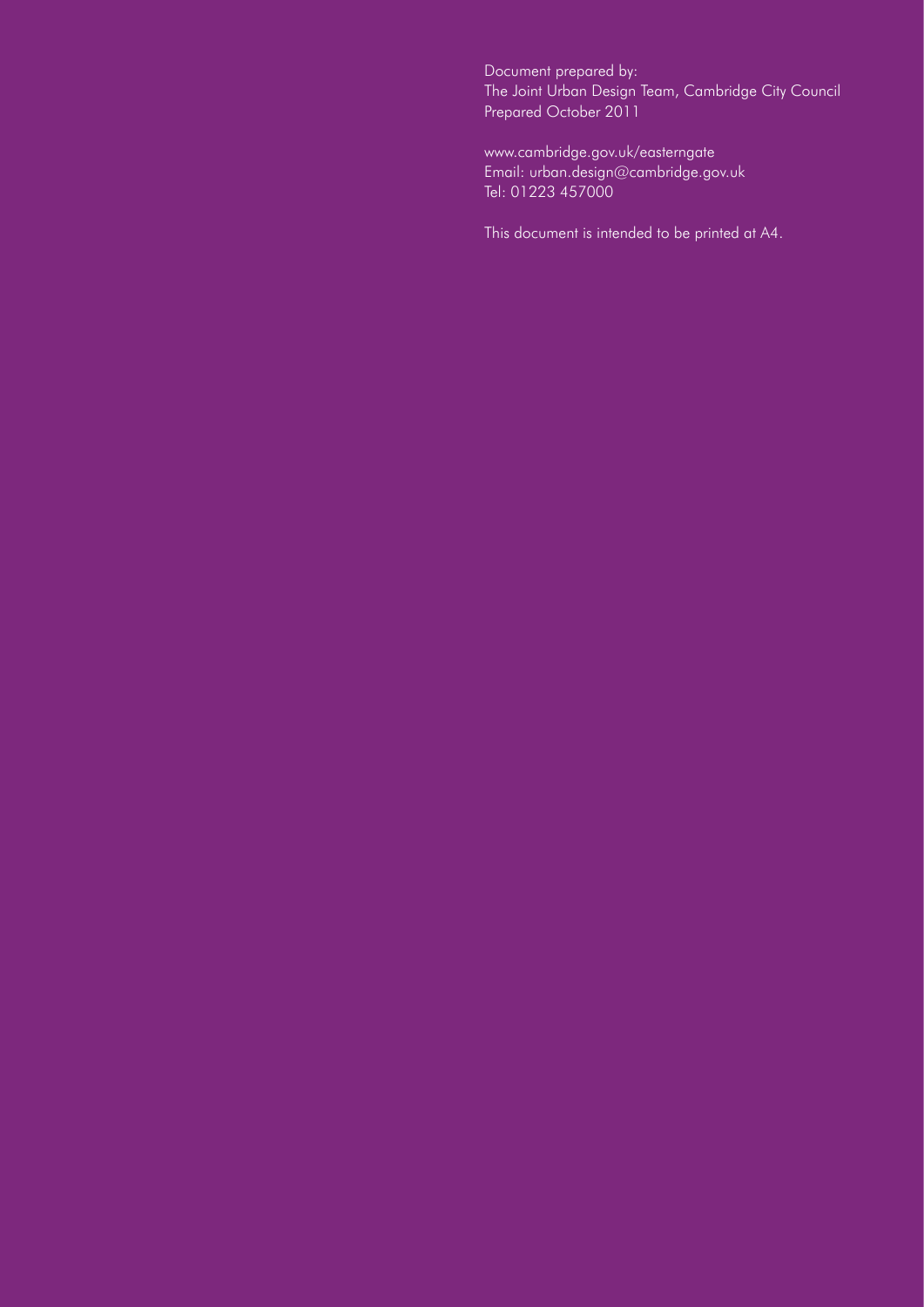Document prepared by:
The Joint Urban Design Team, Cambridge City Council
Prepared October 2011

www.cambridge.gov.uk/easterngate
Email: urban.design@cambridge.gov.uk
Tel: 01223 457000

This document is intended to be printed at A4.